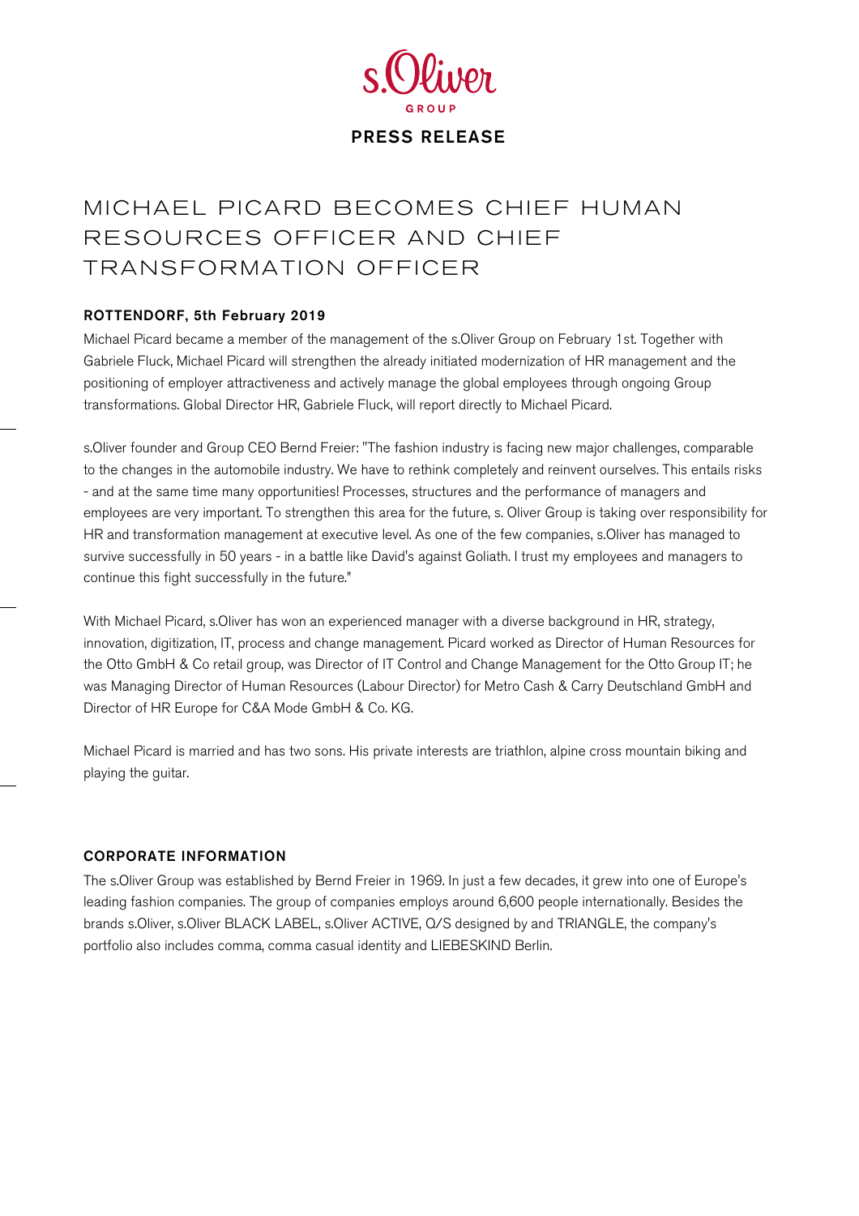s.Oliver GROUP

**PRESS RELEASE**

# MICHAEL PICARD BECOMES CHIEF HUMAN RESOURCES OFFICER AND CHIEF TRANSFORMATION OFFICER

**ROTTENDORF, 5th February 2019**

Michael Picard became a member of the management of the s.Oliver Group on February 1st. Together with Gabriele Fluck, Michael Picard will strengthen the already initiated modernization of HR management and the positioning of employer attractiveness and actively manage the global employees through ongoing Group transformations. Global Director HR, Gabriele Fluck, will report directly to Michael Picard.

s.Oliver founder and Group CEO Bernd Freier: "The fashion industry is facing new major challenges, comparable to the changes in the automobile industry. We have to rethink completely and reinvent ourselves. This entails risks - and at the same time many opportunities! Processes, structures and the performance of managers and employees are very important. To strengthen this area for the future, s. Oliver Group is taking over responsibility for HR and transformation management at executive level. As one of the few companies, s.Oliver has managed to survive successfully in 50 years - in a battle like David's against Goliath. I trust my employees and managers to continue this fight successfully in the future."

With Michael Picard, s.Oliver has won an experienced manager with a diverse background in HR, strategy, innovation, digitization, IT, process and change management. Picard worked as Director of Human Resources for the Otto GmbH & Co retail group, was Director of IT Control and Change Management for the Otto Group IT; he was Managing Director of Human Resources (Labour Director) for Metro Cash & Carry Deutschland GmbH and Director of HR Europe for C&A Mode GmbH & Co. KG.

Michael Picard is married and has two sons. His private interests are triathlon, alpine cross mountain biking and playing the guitar.

## CORPORATE INFORMATION

The s.Oliver Group was established by Bernd Freier in 1969. In just a few decades, it grew into one of Europe's leading fashion companies. The group of companies employs around 6,600 people internationally. Besides the brands s.Oliver, s.Oliver BLACK LABEL, s.Oliver ACTIVE, Q/S designed by and TRIANGLE, the company's portfolio also includes comma, comma casual identity and LIEBESKIND Berlin.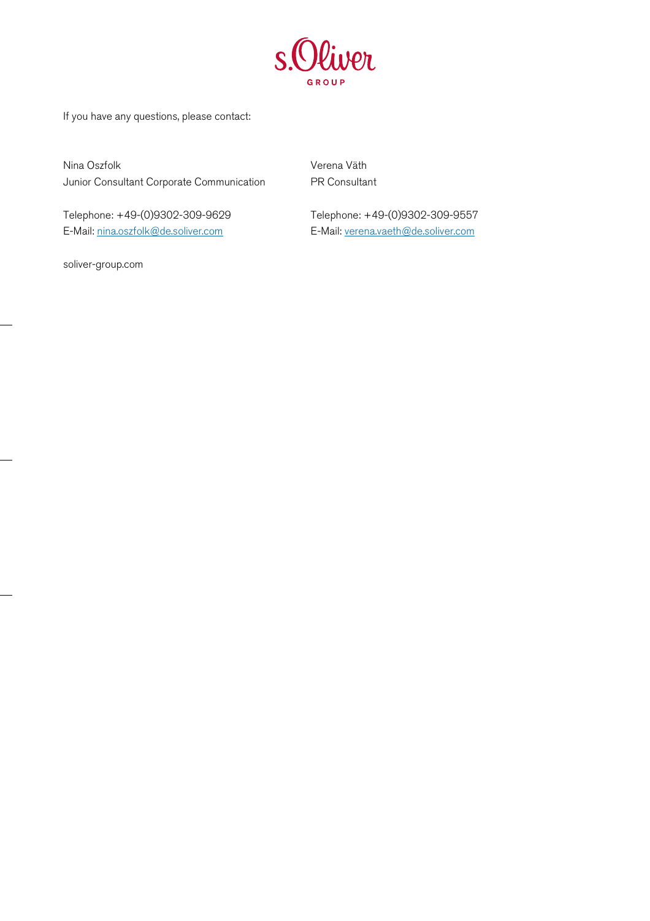If you have any questions, please contact:

Nina Oszfolk
Junior Consultant Corporate Communication

Telephone: +49-(0)9302-309-9629
E-Mail: nina.oszfolk@de.soliver.com

Verena Väth
PR Consultant

Telephone: +49-(0)9302-309-9557
E-Mail: verena.vaeth@de.soliver.com

soliver-group.com